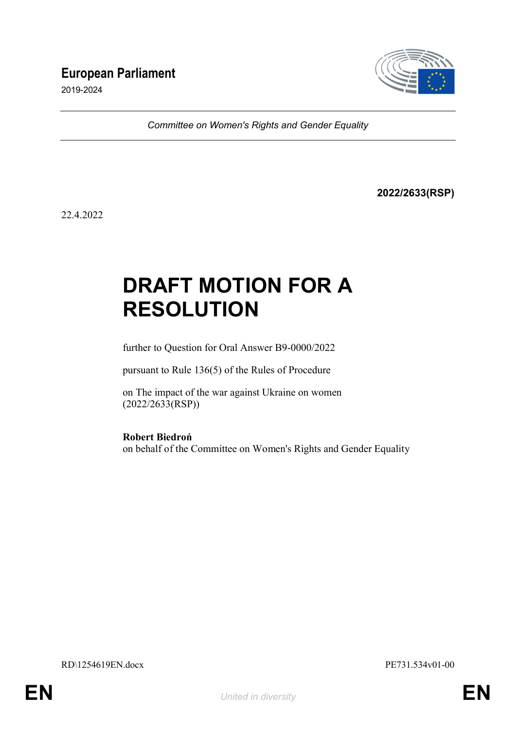**European Parliament**

2019-2024

*Committee on Women's Rights and Gender Equality*

**2022/2633(RSP)**

22.4.2022

# DRAFT MOTION FOR A RESOLUTION

further to Question for Oral Answer B9-0000/2022

pursuant to Rule 136(5) of the Rules of Procedure

on The impact of the war against Ukraine on women
(2022/2633(RSP))

**Robert Biedroń**
on behalf of the Committee on Women's Rights and Gender Equality

RD\1254619EN.docx PE731.534v01-00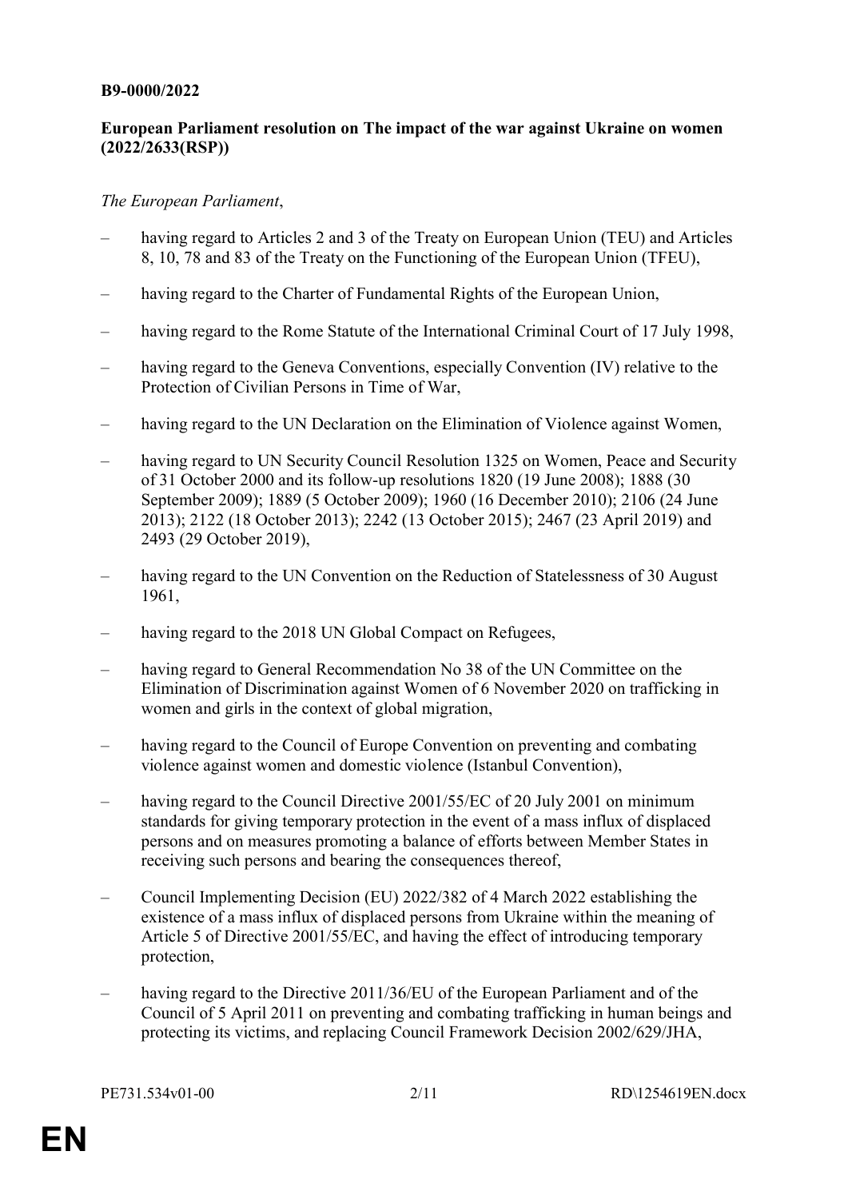**B9-0000/2022**

**European Parliament resolution on The impact of the war against Ukraine on women (2022/2633(RSP))**

*The European Parliament*,

– having regard to Articles 2 and 3 of the Treaty on European Union (TEU) and Articles 8, 10, 78 and 83 of the Treaty on the Functioning of the European Union (TFEU),

– having regard to the Charter of Fundamental Rights of the European Union,

– having regard to the Rome Statute of the International Criminal Court of 17 July 1998,

– having regard to the Geneva Conventions, especially Convention (IV) relative to the Protection of Civilian Persons in Time of War,

– having regard to the UN Declaration on the Elimination of Violence against Women,

– having regard to UN Security Council Resolution 1325 on Women, Peace and Security of 31 October 2000 and its follow-up resolutions 1820 (19 June 2008); 1888 (30 September 2009); 1889 (5 October 2009); 1960 (16 December 2010); 2106 (24 June 2013); 2122 (18 October 2013); 2242 (13 October 2015); 2467 (23 April 2019) and 2493 (29 October 2019),

– having regard to the UN Convention on the Reduction of Statelessness of 30 August 1961,

– having regard to the 2018 UN Global Compact on Refugees,

– having regard to General Recommendation No 38 of the UN Committee on the Elimination of Discrimination against Women of 6 November 2020 on trafficking in women and girls in the context of global migration,

– having regard to the Council of Europe Convention on preventing and combating violence against women and domestic violence (Istanbul Convention),

– having regard to the Council Directive 2001/55/EC of 20 July 2001 on minimum standards for giving temporary protection in the event of a mass influx of displaced persons and on measures promoting a balance of efforts between Member States in receiving such persons and bearing the consequences thereof,

– Council Implementing Decision (EU) 2022/382 of 4 March 2022 establishing the existence of a mass influx of displaced persons from Ukraine within the meaning of Article 5 of Directive 2001/55/EC, and having the effect of introducing temporary protection,

– having regard to the Directive 2011/36/EU of the European Parliament and of the Council of 5 April 2011 on preventing and combating trafficking in human beings and protecting its victims, and replacing Council Framework Decision 2002/629/JHA,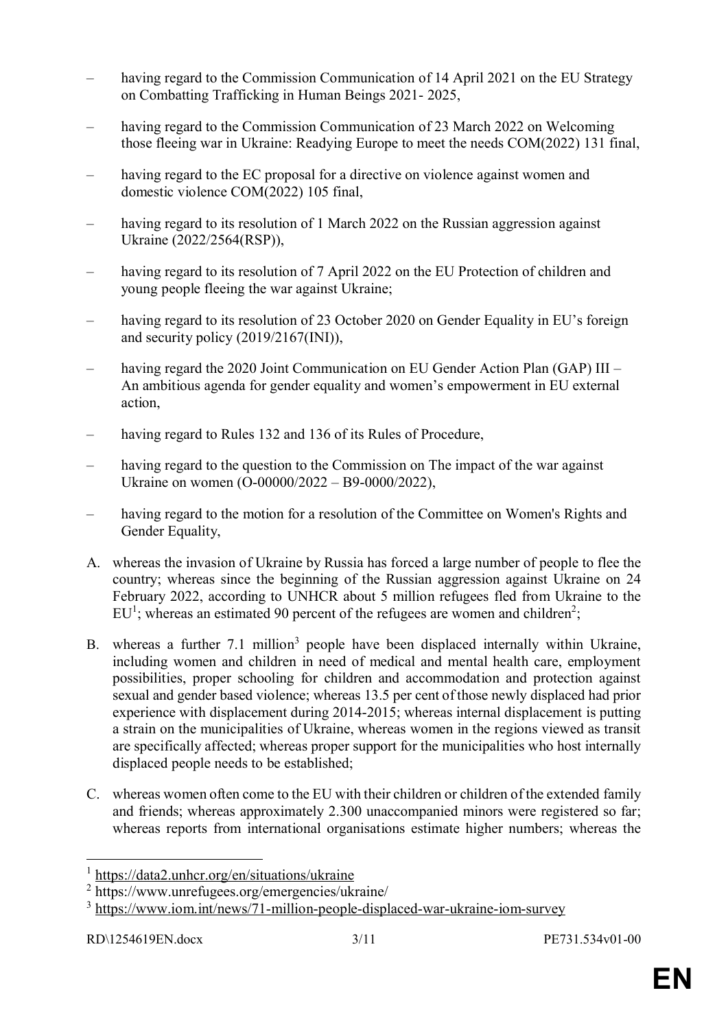– having regard to the Commission Communication of 14 April 2021 on the EU Strategy on Combatting Trafficking in Human Beings 2021- 2025,

– having regard to the Commission Communication of 23 March 2022 on Welcoming those fleeing war in Ukraine: Readying Europe to meet the needs COM(2022) 131 final,

– having regard to the EC proposal for a directive on violence against women and domestic violence COM(2022) 105 final,

– having regard to its resolution of 1 March 2022 on the Russian aggression against Ukraine (2022/2564(RSP)),

– having regard to its resolution of 7 April 2022 on the EU Protection of children and young people fleeing the war against Ukraine;

– having regard to its resolution of 23 October 2020 on Gender Equality in EU's foreign and security policy (2019/2167(INI)),

– having regard the 2020 Joint Communication on EU Gender Action Plan (GAP) III – An ambitious agenda for gender equality and women's empowerment in EU external action,

– having regard to Rules 132 and 136 of its Rules of Procedure,

– having regard to the question to the Commission on The impact of the war against Ukraine on women (O-00000/2022 – B9-0000/2022),

– having regard to the motion for a resolution of the Committee on Women's Rights and Gender Equality,

A. whereas the invasion of Ukraine by Russia has forced a large number of people to flee the country; whereas since the beginning of the Russian aggression against Ukraine on 24 February 2022, according to UNHCR about 5 million refugees fled from Ukraine to the EU[1]; whereas an estimated 90 percent of the refugees are women and children[2];

B. whereas a further 7.1 million[3] people have been displaced internally within Ukraine, including women and children in need of medical and mental health care, employment possibilities, proper schooling for children and accommodation and protection against sexual and gender based violence; whereas 13.5 per cent of those newly displaced had prior experience with displacement during 2014-2015; whereas internal displacement is putting a strain on the municipalities of Ukraine, whereas women in the regions viewed as transit are specifically affected; whereas proper support for the municipalities who host internally displaced people needs to be established;

C. whereas women often come to the EU with their children or children of the extended family and friends; whereas approximately 2.300 unaccompanied minors were registered so far; whereas reports from international organisations estimate higher numbers; whereas the

[1] https://data2.unhcr.org/en/situations/ukraine
[2] https://www.unrefugees.org/emergencies/ukraine/
[3] https://www.iom.int/news/71-million-people-displaced-war-ukraine-iom-survey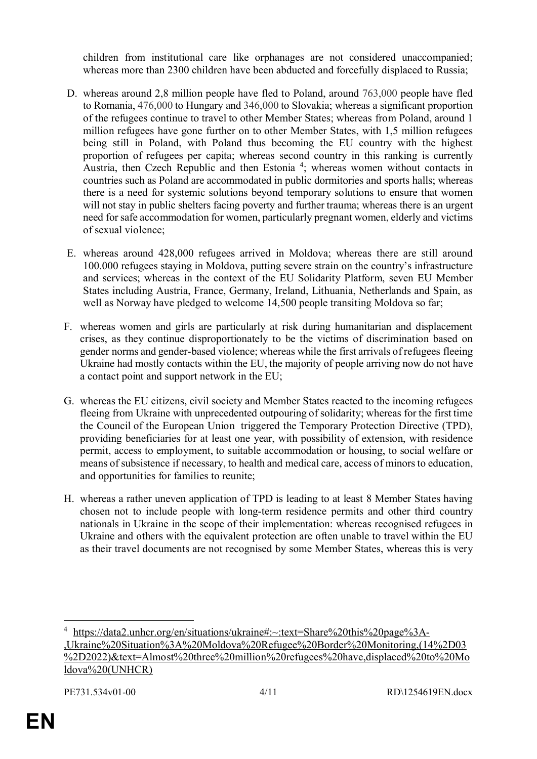children from institutional care like orphanages are not considered unaccompanied; whereas more than 2300 children have been abducted and forcefully displaced to Russia;

D. whereas around 2,8 million people have fled to Poland, around 763,000 people have fled to Romania, 476,000 to Hungary and 346,000 to Slovakia; whereas a significant proportion of the refugees continue to travel to other Member States; whereas from Poland, around 1 million refugees have gone further on to other Member States, with 1,5 million refugees being still in Poland, with Poland thus becoming the EU country with the highest proportion of refugees per capita; whereas second country in this ranking is currently Austria, then Czech Republic and then Estonia [4]; whereas women without contacts in countries such as Poland are accommodated in public dormitories and sports halls; whereas there is a need for systemic solutions beyond temporary solutions to ensure that women will not stay in public shelters facing poverty and further trauma; whereas there is an urgent need for safe accommodation for women, particularly pregnant women, elderly and victims of sexual violence;

E. whereas around 428,000 refugees arrived in Moldova; whereas there are still around 100.000 refugees staying in Moldova, putting severe strain on the country's infrastructure and services; whereas in the context of the EU Solidarity Platform, seven EU Member States including Austria, France, Germany, Ireland, Lithuania, Netherlands and Spain, as well as Norway have pledged to welcome 14,500 people transiting Moldova so far;

F. whereas women and girls are particularly at risk during humanitarian and displacement crises, as they continue disproportionately to be the victims of discrimination based on gender norms and gender-based violence; whereas while the first arrivals of refugees fleeing Ukraine had mostly contacts within the EU, the majority of people arriving now do not have a contact point and support network in the EU;

G. whereas the EU citizens, civil society and Member States reacted to the incoming refugees fleeing from Ukraine with unprecedented outpouring of solidarity; whereas for the first time the Council of the European Union triggered the Temporary Protection Directive (TPD), providing beneficiaries for at least one year, with possibility of extension, with residence permit, access to employment, to suitable accommodation or housing, to social welfare or means of subsistence if necessary, to health and medical care, access of minors to education, and opportunities for families to reunite;

H. whereas a rather uneven application of TPD is leading to at least 8 Member States having chosen not to include people with long-term residence permits and other third country nationals in Ukraine in the scope of their implementation: whereas recognised refugees in Ukraine and others with the equivalent protection are often unable to travel within the EU as their travel documents are not recognised by some Member States, whereas this is very

---

[4] https://data2.unhcr.org/en/situations/ukraine#:~:text=Share%20this%20page%3A-,Ukraine%20Situation%3A%20Moldova%20Refugee%20Border%20Monitoring,(14%2D03%2D2022)&text=Almost%20three%20million%20refugees%20have,displaced%20to%20Moldova%20(UNHCR)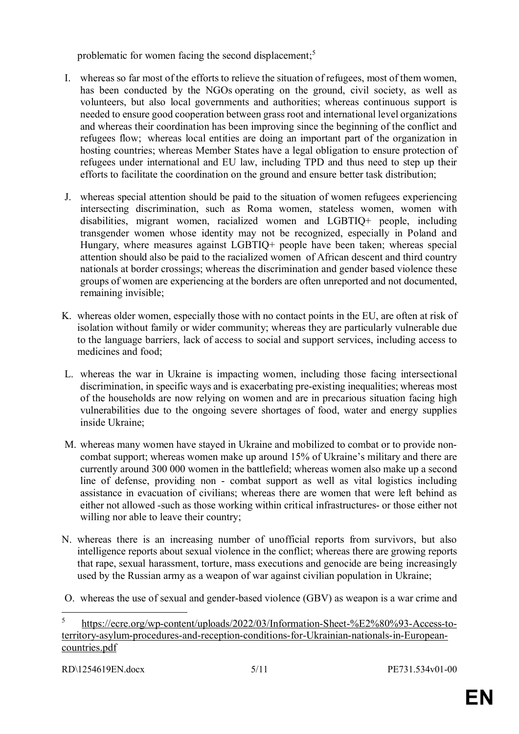problematic for women facing the second displacement;[5]

I. whereas so far most of the efforts to relieve the situation of refugees, most of them women, has been conducted by the NGOs operating on the ground, civil society, as well as volunteers, but also local governments and authorities; whereas continuous support is needed to ensure good cooperation between grass root and international level organizations and whereas their coordination has been improving since the beginning of the conflict and refugees flow; whereas local entities are doing an important part of the organization in hosting countries; whereas Member States have a legal obligation to ensure protection of refugees under international and EU law, including TPD and thus need to step up their efforts to facilitate the coordination on the ground and ensure better task distribution;

J. whereas special attention should be paid to the situation of women refugees experiencing intersecting discrimination, such as Roma women, stateless women, women with disabilities, migrant women, racialized women and LGBTIQ+ people, including transgender women whose identity may not be recognized, especially in Poland and Hungary, where measures against LGBTIQ+ people have been taken; whereas special attention should also be paid to the racialized women of African descent and third country nationals at border crossings; whereas the discrimination and gender based violence these groups of women are experiencing at the borders are often unreported and not documented, remaining invisible;

K. whereas older women, especially those with no contact points in the EU, are often at risk of isolation without family or wider community; whereas they are particularly vulnerable due to the language barriers, lack of access to social and support services, including access to medicines and food;

L. whereas the war in Ukraine is impacting women, including those facing intersectional discrimination, in specific ways and is exacerbating pre-existing inequalities; whereas most of the households are now relying on women and are in precarious situation facing high vulnerabilities due to the ongoing severe shortages of food, water and energy supplies inside Ukraine;

M. whereas many women have stayed in Ukraine and mobilized to combat or to provide non-combat support; whereas women make up around 15% of Ukraine's military and there are currently around 300 000 women in the battlefield; whereas women also make up a second line of defense, providing non - combat support as well as vital logistics including assistance in evacuation of civilians; whereas there are women that were left behind as either not allowed -such as those working within critical infrastructures- or those either not willing nor able to leave their country;

N. whereas there is an increasing number of unofficial reports from survivors, but also intelligence reports about sexual violence in the conflict; whereas there are growing reports that rape, sexual harassment, torture, mass executions and genocide are being increasingly used by the Russian army as a weapon of war against civilian population in Ukraine;

O. whereas the use of sexual and gender-based violence (GBV) as weapon is a war crime and

---

[5] https://ecre.org/wp-content/uploads/2022/03/Information-Sheet-%E2%80%93-Access-to-territory-asylum-procedures-and-reception-conditions-for-Ukrainian-nationals-in-European-countries.pdf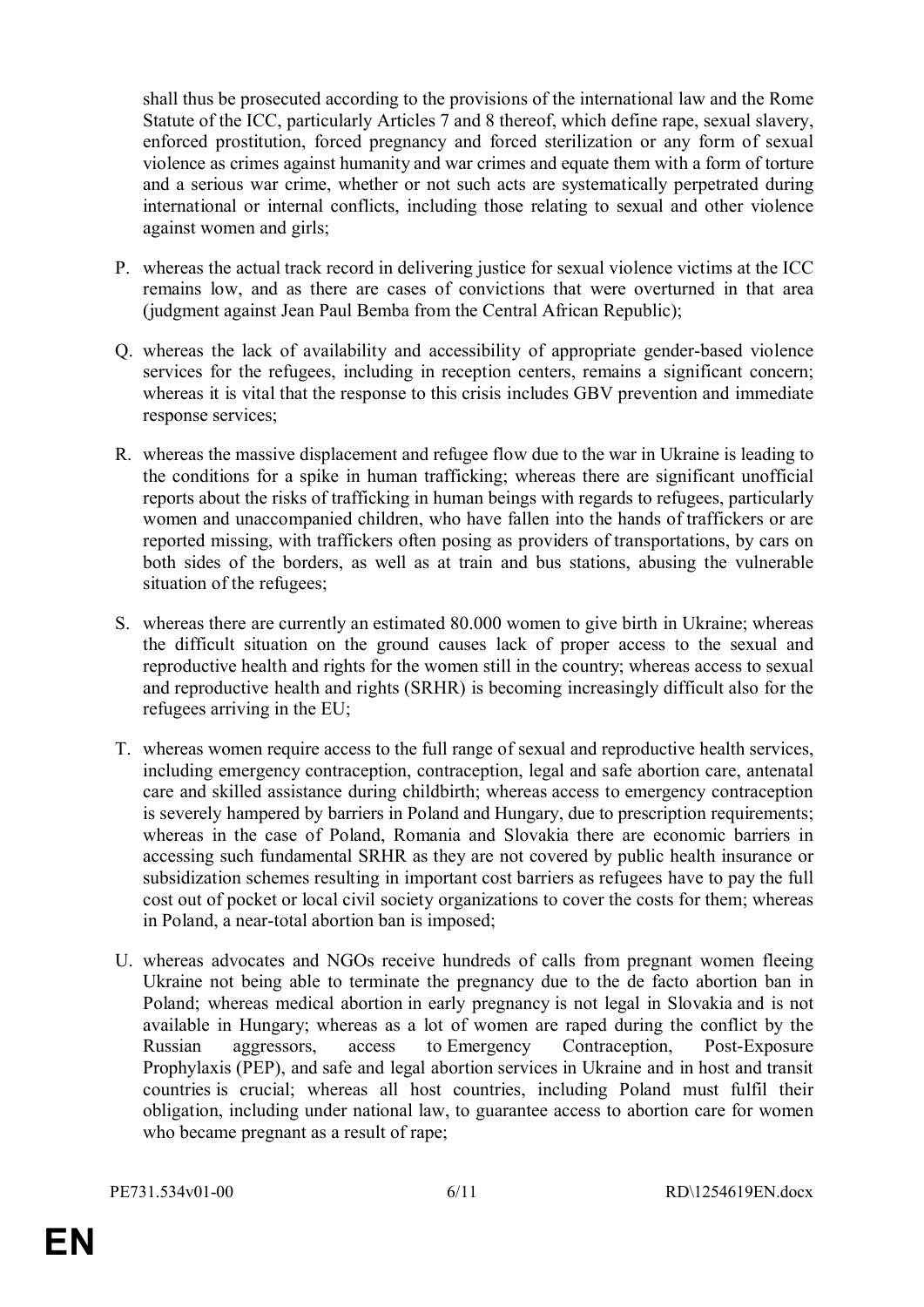shall thus be prosecuted according to the provisions of the international law and the Rome Statute of the ICC, particularly Articles 7 and 8 thereof, which define rape, sexual slavery, enforced prostitution, forced pregnancy and forced sterilization or any form of sexual violence as crimes against humanity and war crimes and equate them with a form of torture and a serious war crime, whether or not such acts are systematically perpetrated during international or internal conflicts, including those relating to sexual and other violence against women and girls;

P. whereas the actual track record in delivering justice for sexual violence victims at the ICC remains low, and as there are cases of convictions that were overturned in that area (judgment against Jean Paul Bemba from the Central African Republic);

Q. whereas the lack of availability and accessibility of appropriate gender-based violence services for the refugees, including in reception centers, remains a significant concern; whereas it is vital that the response to this crisis includes GBV prevention and immediate response services;

R. whereas the massive displacement and refugee flow due to the war in Ukraine is leading to the conditions for a spike in human trafficking; whereas there are significant unofficial reports about the risks of trafficking in human beings with regards to refugees, particularly women and unaccompanied children, who have fallen into the hands of traffickers or are reported missing, with traffickers often posing as providers of transportations, by cars on both sides of the borders, as well as at train and bus stations, abusing the vulnerable situation of the refugees;

S. whereas there are currently an estimated 80.000 women to give birth in Ukraine; whereas the difficult situation on the ground causes lack of proper access to the sexual and reproductive health and rights for the women still in the country; whereas access to sexual and reproductive health and rights (SRHR) is becoming increasingly difficult also for the refugees arriving in the EU;

T. whereas women require access to the full range of sexual and reproductive health services, including emergency contraception, contraception, legal and safe abortion care, antenatal care and skilled assistance during childbirth; whereas access to emergency contraception is severely hampered by barriers in Poland and Hungary, due to prescription requirements; whereas in the case of Poland, Romania and Slovakia there are economic barriers in accessing such fundamental SRHR as they are not covered by public health insurance or subsidization schemes resulting in important cost barriers as refugees have to pay the full cost out of pocket or local civil society organizations to cover the costs for them; whereas in Poland, a near-total abortion ban is imposed;

U. whereas advocates and NGOs receive hundreds of calls from pregnant women fleeing Ukraine not being able to terminate the pregnancy due to the de facto abortion ban in Poland; whereas medical abortion in early pregnancy is not legal in Slovakia and is not available in Hungary; whereas as a lot of women are raped during the conflict by the Russian aggressors, access to Emergency Contraception, Post-Exposure Prophylaxis (PEP), and safe and legal abortion services in Ukraine and in host and transit countries is crucial; whereas all host countries, including Poland must fulfil their obligation, including under national law, to guarantee access to abortion care for women who became pregnant as a result of rape;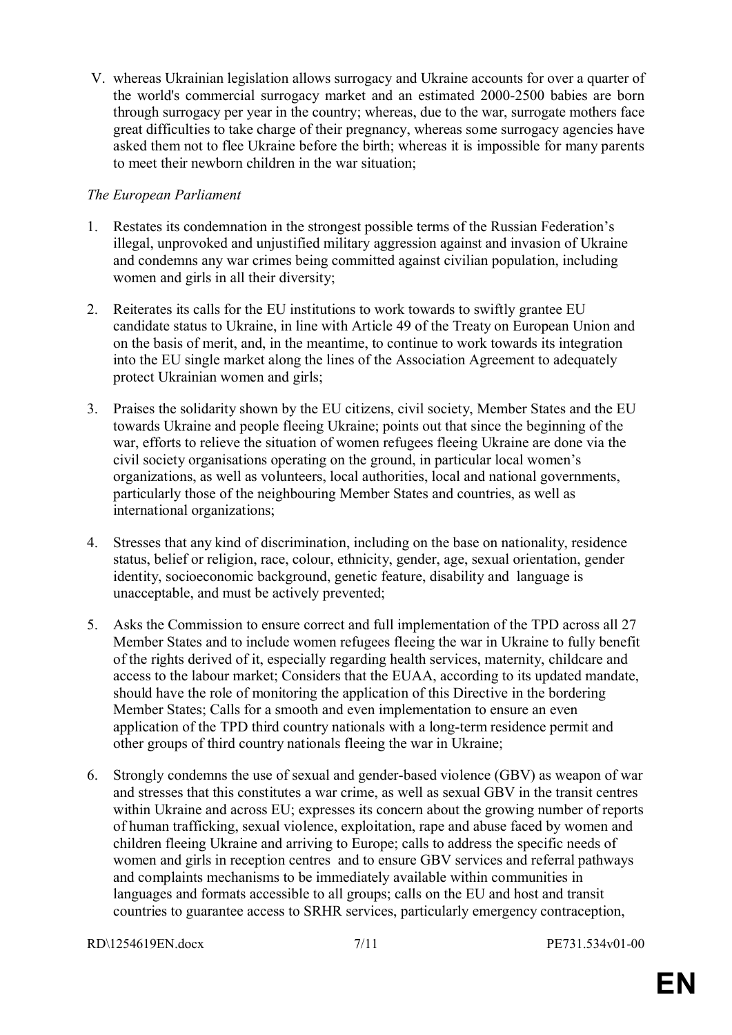V. whereas Ukrainian legislation allows surrogacy and Ukraine accounts for over a quarter of the world's commercial surrogacy market and an estimated 2000-2500 babies are born through surrogacy per year in the country; whereas, due to the war, surrogate mothers face great difficulties to take charge of their pregnancy, whereas some surrogacy agencies have asked them not to flee Ukraine before the birth; whereas it is impossible for many parents to meet their newborn children in the war situation;

*The European Parliament*

1. Restates its condemnation in the strongest possible terms of the Russian Federation's illegal, unprovoked and unjustified military aggression against and invasion of Ukraine and condemns any war crimes being committed against civilian population, including women and girls in all their diversity;

2. Reiterates its calls for the EU institutions to work towards to swiftly grantee EU candidate status to Ukraine, in line with Article 49 of the Treaty on European Union and on the basis of merit, and, in the meantime, to continue to work towards its integration into the EU single market along the lines of the Association Agreement to adequately protect Ukrainian women and girls;

3. Praises the solidarity shown by the EU citizens, civil society, Member States and the EU towards Ukraine and people fleeing Ukraine; points out that since the beginning of the war, efforts to relieve the situation of women refugees fleeing Ukraine are done via the civil society organisations operating on the ground, in particular local women's organizations, as well as volunteers, local authorities, local and national governments, particularly those of the neighbouring Member States and countries, as well as international organizations;

4. Stresses that any kind of discrimination, including on the base on nationality, residence status, belief or religion, race, colour, ethnicity, gender, age, sexual orientation, gender identity, socioeconomic background, genetic feature, disability and language is unacceptable, and must be actively prevented;

5. Asks the Commission to ensure correct and full implementation of the TPD across all 27 Member States and to include women refugees fleeing the war in Ukraine to fully benefit of the rights derived of it, especially regarding health services, maternity, childcare and access to the labour market; Considers that the EUAA, according to its updated mandate, should have the role of monitoring the application of this Directive in the bordering Member States; Calls for a smooth and even implementation to ensure an even application of the TPD third country nationals with a long-term residence permit and other groups of third country nationals fleeing the war in Ukraine;

6. Strongly condemns the use of sexual and gender-based violence (GBV) as weapon of war and stresses that this constitutes a war crime, as well as sexual GBV in the transit centres within Ukraine and across EU; expresses its concern about the growing number of reports of human trafficking, sexual violence, exploitation, rape and abuse faced by women and children fleeing Ukraine and arriving to Europe; calls to address the specific needs of women and girls in reception centres and to ensure GBV services and referral pathways and complaints mechanisms to be immediately available within communities in languages and formats accessible to all groups; calls on the EU and host and transit countries to guarantee access to SRHR services, particularly emergency contraception,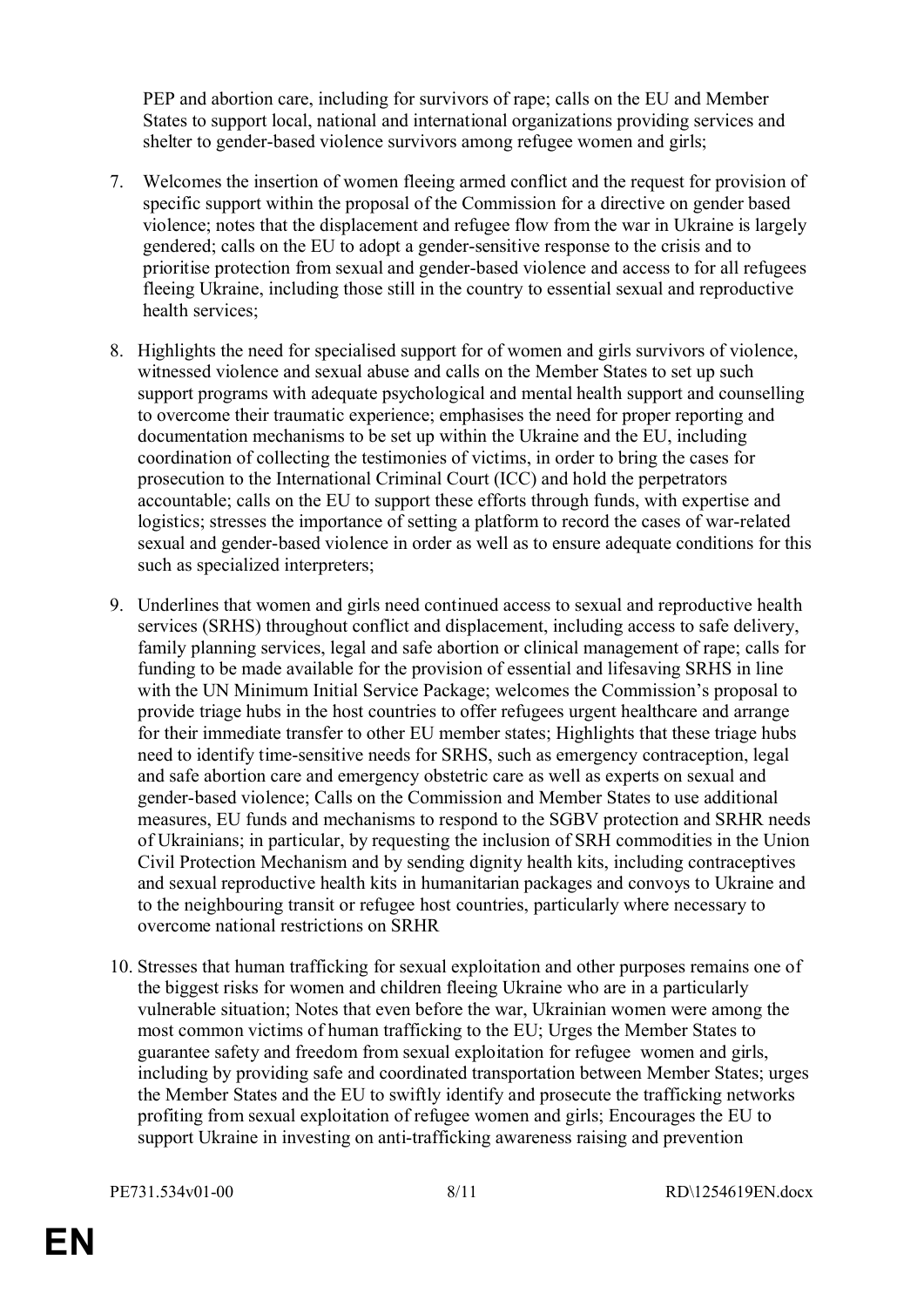PEP and abortion care, including for survivors of rape; calls on the EU and Member States to support local, national and international organizations providing services and shelter to gender-based violence survivors among refugee women and girls;

7. Welcomes the insertion of women fleeing armed conflict and the request for provision of specific support within the proposal of the Commission for a directive on gender based violence; notes that the displacement and refugee flow from the war in Ukraine is largely gendered; calls on the EU to adopt a gender-sensitive response to the crisis and to prioritise protection from sexual and gender-based violence and access to for all refugees fleeing Ukraine, including those still in the country to essential sexual and reproductive health services;

8. Highlights the need for specialised support for of women and girls survivors of violence, witnessed violence and sexual abuse and calls on the Member States to set up such support programs with adequate psychological and mental health support and counselling to overcome their traumatic experience; emphasises the need for proper reporting and documentation mechanisms to be set up within the Ukraine and the EU, including coordination of collecting the testimonies of victims, in order to bring the cases for prosecution to the International Criminal Court (ICC) and hold the perpetrators accountable; calls on the EU to support these efforts through funds, with expertise and logistics; stresses the importance of setting a platform to record the cases of war-related sexual and gender-based violence in order as well as to ensure adequate conditions for this such as specialized interpreters;

9. Underlines that women and girls need continued access to sexual and reproductive health services (SRHS) throughout conflict and displacement, including access to safe delivery, family planning services, legal and safe abortion or clinical management of rape; calls for funding to be made available for the provision of essential and lifesaving SRHS in line with the UN Minimum Initial Service Package; welcomes the Commission's proposal to provide triage hubs in the host countries to offer refugees urgent healthcare and arrange for their immediate transfer to other EU member states; Highlights that these triage hubs need to identify time-sensitive needs for SRHS, such as emergency contraception, legal and safe abortion care and emergency obstetric care as well as experts on sexual and gender-based violence; Calls on the Commission and Member States to use additional measures, EU funds and mechanisms to respond to the SGBV protection and SRHR needs of Ukrainians; in particular, by requesting the inclusion of SRH commodities in the Union Civil Protection Mechanism and by sending dignity health kits, including contraceptives and sexual reproductive health kits in humanitarian packages and convoys to Ukraine and to the neighbouring transit or refugee host countries, particularly where necessary to overcome national restrictions on SRHR

10. Stresses that human trafficking for sexual exploitation and other purposes remains one of the biggest risks for women and children fleeing Ukraine who are in a particularly vulnerable situation; Notes that even before the war, Ukrainian women were among the most common victims of human trafficking to the EU; Urges the Member States to guarantee safety and freedom from sexual exploitation for refugee women and girls, including by providing safe and coordinated transportation between Member States; urges the Member States and the EU to swiftly identify and prosecute the trafficking networks profiting from sexual exploitation of refugee women and girls; Encourages the EU to support Ukraine in investing on anti-trafficking awareness raising and prevention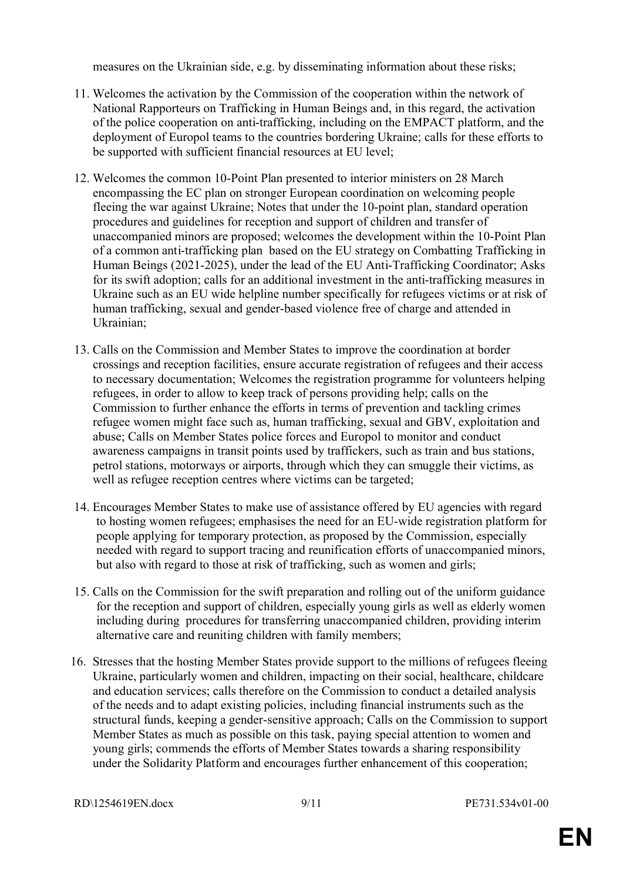measures on the Ukrainian side, e.g. by disseminating information about these risks;

11. Welcomes the activation by the Commission of the cooperation within the network of National Rapporteurs on Trafficking in Human Beings and, in this regard, the activation of the police cooperation on anti-trafficking, including on the EMPACT platform, and the deployment of Europol teams to the countries bordering Ukraine; calls for these efforts to be supported with sufficient financial resources at EU level;

12. Welcomes the common 10-Point Plan presented to interior ministers on 28 March encompassing the EC plan on stronger European coordination on welcoming people fleeing the war against Ukraine; Notes that under the 10-point plan, standard operation procedures and guidelines for reception and support of children and transfer of unaccompanied minors are proposed; welcomes the development within the 10-Point Plan of a common anti-trafficking plan based on the EU strategy on Combatting Trafficking in Human Beings (2021-2025), under the lead of the EU Anti-Trafficking Coordinator; Asks for its swift adoption; calls for an additional investment in the anti-trafficking measures in Ukraine such as an EU wide helpline number specifically for refugees victims or at risk of human trafficking, sexual and gender-based violence free of charge and attended in Ukrainian;

13. Calls on the Commission and Member States to improve the coordination at border crossings and reception facilities, ensure accurate registration of refugees and their access to necessary documentation; Welcomes the registration programme for volunteers helping refugees, in order to allow to keep track of persons providing help; calls on the Commission to further enhance the efforts in terms of prevention and tackling crimes refugee women might face such as, human trafficking, sexual and GBV, exploitation and abuse; Calls on Member States police forces and Europol to monitor and conduct awareness campaigns in transit points used by traffickers, such as train and bus stations, petrol stations, motorways or airports, through which they can smuggle their victims, as well as refugee reception centres where victims can be targeted;

14. Encourages Member States to make use of assistance offered by EU agencies with regard to hosting women refugees; emphasises the need for an EU-wide registration platform for people applying for temporary protection, as proposed by the Commission, especially needed with regard to support tracing and reunification efforts of unaccompanied minors, but also with regard to those at risk of trafficking, such as women and girls;

15. Calls on the Commission for the swift preparation and rolling out of the uniform guidance for the reception and support of children, especially young girls as well as elderly women including during procedures for transferring unaccompanied children, providing interim alternative care and reuniting children with family members;

16. Stresses that the hosting Member States provide support to the millions of refugees fleeing Ukraine, particularly women and children, impacting on their social, healthcare, childcare and education services; calls therefore on the Commission to conduct a detailed analysis of the needs and to adapt existing policies, including financial instruments such as the structural funds, keeping a gender-sensitive approach; Calls on the Commission to support Member States as much as possible on this task, paying special attention to women and young girls; commends the efforts of Member States towards a sharing responsibility under the Solidarity Platform and encourages further enhancement of this cooperation;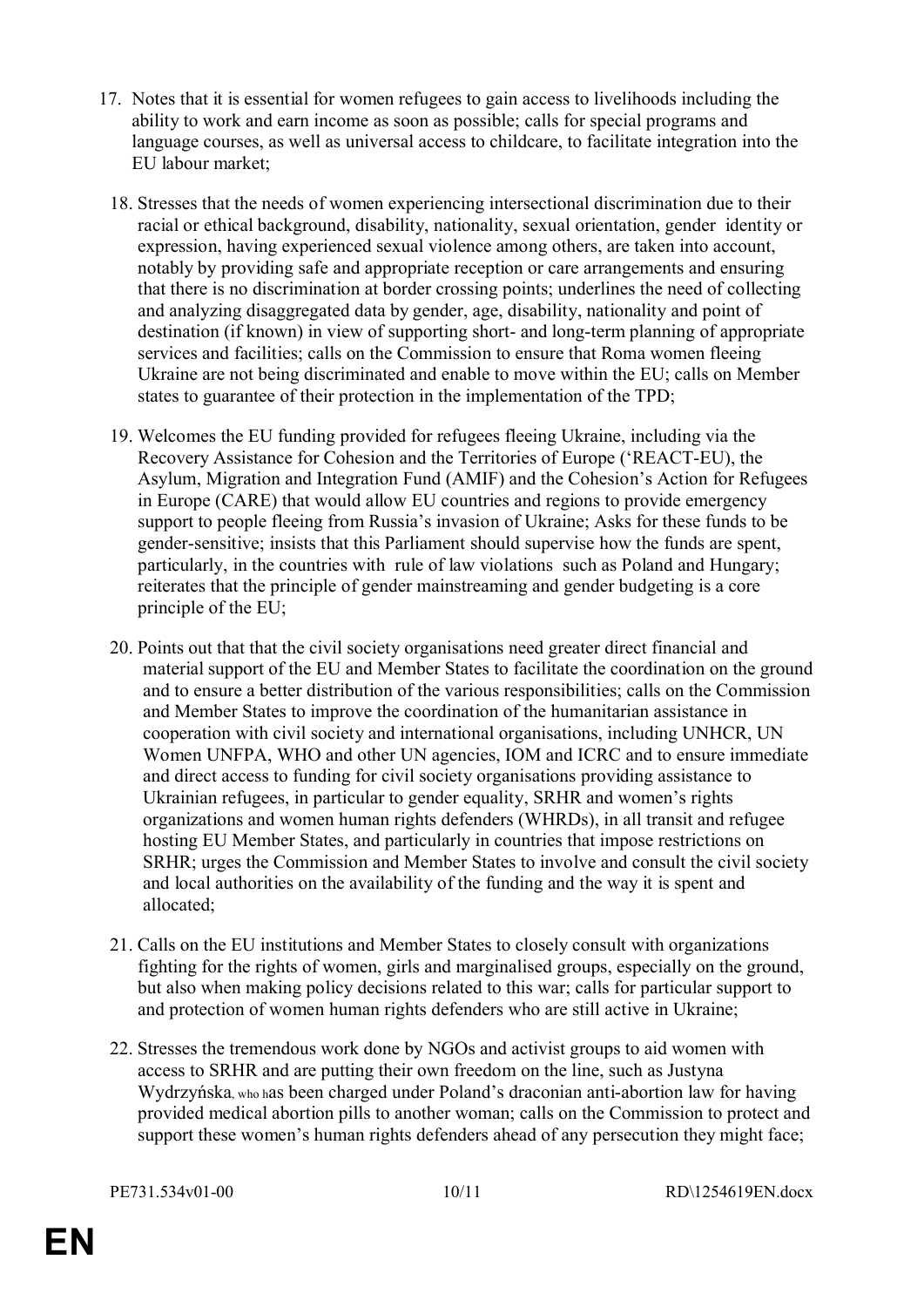17. Notes that it is essential for women refugees to gain access to livelihoods including the ability to work and earn income as soon as possible; calls for special programs and language courses, as well as universal access to childcare, to facilitate integration into the EU labour market;

18. Stresses that the needs of women experiencing intersectional discrimination due to their racial or ethical background, disability, nationality, sexual orientation, gender identity or expression, having experienced sexual violence among others, are taken into account, notably by providing safe and appropriate reception or care arrangements and ensuring that there is no discrimination at border crossing points; underlines the need of collecting and analyzing disaggregated data by gender, age, disability, nationality and point of destination (if known) in view of supporting short- and long-term planning of appropriate services and facilities; calls on the Commission to ensure that Roma women fleeing Ukraine are not being discriminated and enable to move within the EU; calls on Member states to guarantee of their protection in the implementation of the TPD;

19. Welcomes the EU funding provided for refugees fleeing Ukraine, including via the Recovery Assistance for Cohesion and the Territories of Europe ('REACT-EU), the Asylum, Migration and Integration Fund (AMIF) and the Cohesion's Action for Refugees in Europe (CARE) that would allow EU countries and regions to provide emergency support to people fleeing from Russia's invasion of Ukraine; Asks for these funds to be gender-sensitive; insists that this Parliament should supervise how the funds are spent, particularly, in the countries with rule of law violations such as Poland and Hungary; reiterates that the principle of gender mainstreaming and gender budgeting is a core principle of the EU;

20. Points out that that the civil society organisations need greater direct financial and material support of the EU and Member States to facilitate the coordination on the ground and to ensure a better distribution of the various responsibilities; calls on the Commission and Member States to improve the coordination of the humanitarian assistance in cooperation with civil society and international organisations, including UNHCR, UN Women UNFPA, WHO and other UN agencies, IOM and ICRC and to ensure immediate and direct access to funding for civil society organisations providing assistance to Ukrainian refugees, in particular to gender equality, SRHR and women's rights organizations and women human rights defenders (WHRDs), in all transit and refugee hosting EU Member States, and particularly in countries that impose restrictions on SRHR; urges the Commission and Member States to involve and consult the civil society and local authorities on the availability of the funding and the way it is spent and allocated;

21. Calls on the EU institutions and Member States to closely consult with organizations fighting for the rights of women, girls and marginalised groups, especially on the ground, but also when making policy decisions related to this war; calls for particular support to and protection of women human rights defenders who are still active in Ukraine;

22. Stresses the tremendous work done by NGOs and activist groups to aid women with access to SRHR and are putting their own freedom on the line, such as Justyna Wydrzyńska, who has been charged under Poland's draconian anti-abortion law for having provided medical abortion pills to another woman; calls on the Commission to protect and support these women's human rights defenders ahead of any persecution they might face;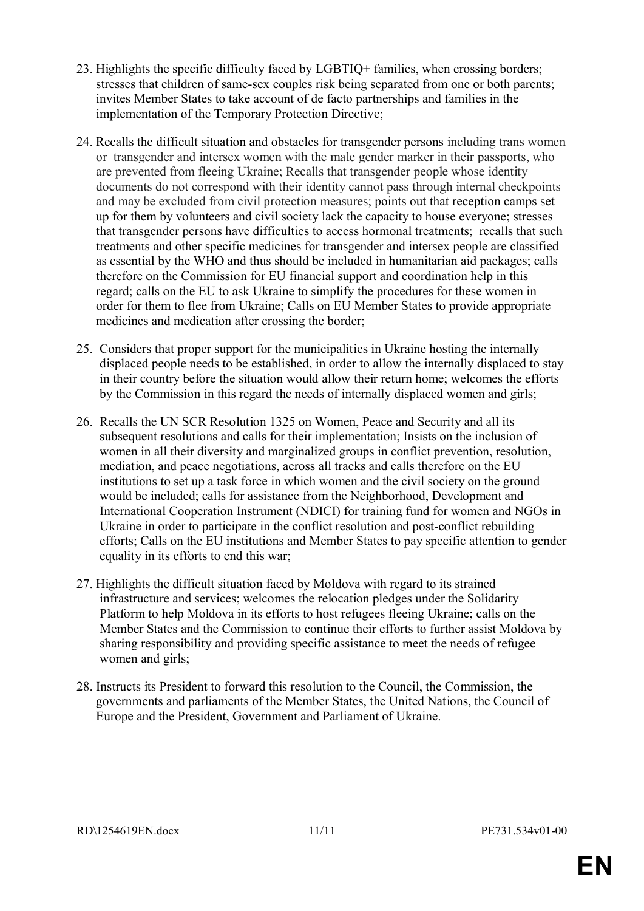23. Highlights the specific difficulty faced by LGBTIQ+ families, when crossing borders; stresses that children of same-sex couples risk being separated from one or both parents; invites Member States to take account of de facto partnerships and families in the implementation of the Temporary Protection Directive;

24. Recalls the difficult situation and obstacles for transgender persons including trans women or transgender and intersex women with the male gender marker in their passports, who are prevented from fleeing Ukraine; Recalls that transgender people whose identity documents do not correspond with their identity cannot pass through internal checkpoints and may be excluded from civil protection measures; points out that reception camps set up for them by volunteers and civil society lack the capacity to house everyone; stresses that transgender persons have difficulties to access hormonal treatments; recalls that such treatments and other specific medicines for transgender and intersex people are classified as essential by the WHO and thus should be included in humanitarian aid packages; calls therefore on the Commission for EU financial support and coordination help in this regard; calls on the EU to ask Ukraine to simplify the procedures for these women in order for them to flee from Ukraine; Calls on EU Member States to provide appropriate medicines and medication after crossing the border;

25. Considers that proper support for the municipalities in Ukraine hosting the internally displaced people needs to be established, in order to allow the internally displaced to stay in their country before the situation would allow their return home; welcomes the efforts by the Commission in this regard the needs of internally displaced women and girls;

26. Recalls the UN SCR Resolution 1325 on Women, Peace and Security and all its subsequent resolutions and calls for their implementation; Insists on the inclusion of women in all their diversity and marginalized groups in conflict prevention, resolution, mediation, and peace negotiations, across all tracks and calls therefore on the EU institutions to set up a task force in which women and the civil society on the ground would be included; calls for assistance from the Neighborhood, Development and International Cooperation Instrument (NDICI) for training fund for women and NGOs in Ukraine in order to participate in the conflict resolution and post-conflict rebuilding efforts; Calls on the EU institutions and Member States to pay specific attention to gender equality in its efforts to end this war;

27. Highlights the difficult situation faced by Moldova with regard to its strained infrastructure and services; welcomes the relocation pledges under the Solidarity Platform to help Moldova in its efforts to host refugees fleeing Ukraine; calls on the Member States and the Commission to continue their efforts to further assist Moldova by sharing responsibility and providing specific assistance to meet the needs of refugee women and girls;

28. Instructs its President to forward this resolution to the Council, the Commission, the governments and parliaments of the Member States, the United Nations, the Council of Europe and the President, Government and Parliament of Ukraine.